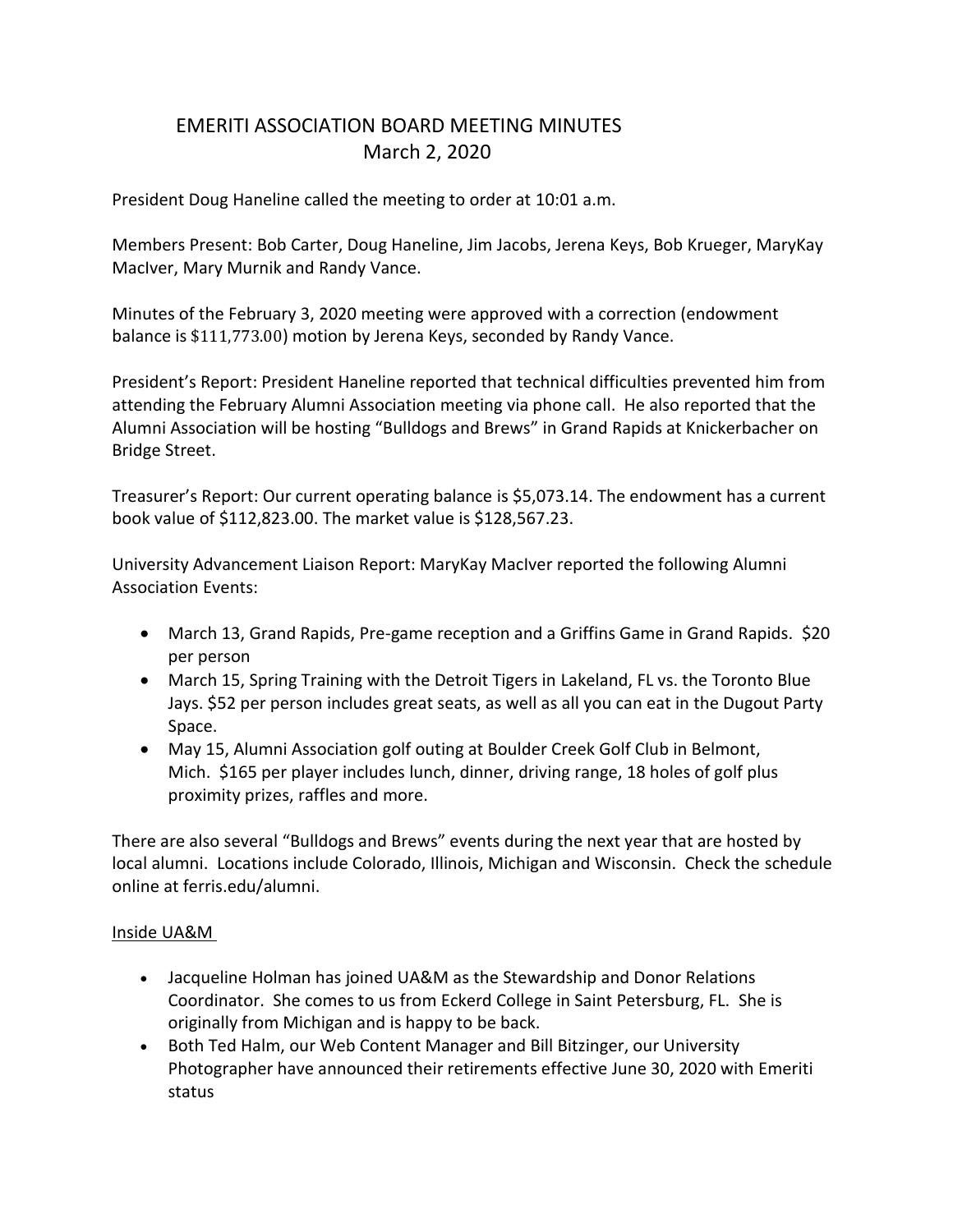# EMERITI ASSOCIATION BOARD MEETING MINUTES
## March 2, 2020

President Doug Haneline called the meeting to order at 10:01 a.m.

Members Present: Bob Carter, Doug Haneline, Jim Jacobs, Jerena Keys, Bob Krueger, MaryKay MacIver, Mary Murnik and Randy Vance.

Minutes of the February 3, 2020 meeting were approved with a correction (endowment balance is $111,773.00) motion by Jerena Keys, seconded by Randy Vance.

President's Report: President Haneline reported that technical difficulties prevented him from attending the February Alumni Association meeting via phone call. He also reported that the Alumni Association will be hosting "Bulldogs and Brews" in Grand Rapids at Knickerbacher on Bridge Street.

Treasurer's Report: Our current operating balance is $5,073.14. The endowment has a current book value of $112,823.00. The market value is $128,567.23.

University Advancement Liaison Report: MaryKay MacIver reported the following Alumni Association Events:

- March 13, Grand Rapids, Pre-game reception and a Griffins Game in Grand Rapids. $20 per person
- March 15, Spring Training with the Detroit Tigers in Lakeland, FL vs. the Toronto Blue Jays. $52 per person includes great seats, as well as all you can eat in the Dugout Party Space.
- May 15, Alumni Association golf outing at Boulder Creek Golf Club in Belmont, Mich. $165 per player includes lunch, dinner, driving range, 18 holes of golf plus proximity prizes, raffles and more.

There are also several "Bulldogs and Brews" events during the next year that are hosted by local alumni. Locations include Colorado, Illinois, Michigan and Wisconsin. Check the schedule online at ferris.edu/alumni.

Inside UA&M

- Jacqueline Holman has joined UA&M as the Stewardship and Donor Relations Coordinator. She comes to us from Eckerd College in Saint Petersburg, FL. She is originally from Michigan and is happy to be back.
- Both Ted Halm, our Web Content Manager and Bill Bitzinger, our University Photographer have announced their retirements effective June 30, 2020 with Emeriti status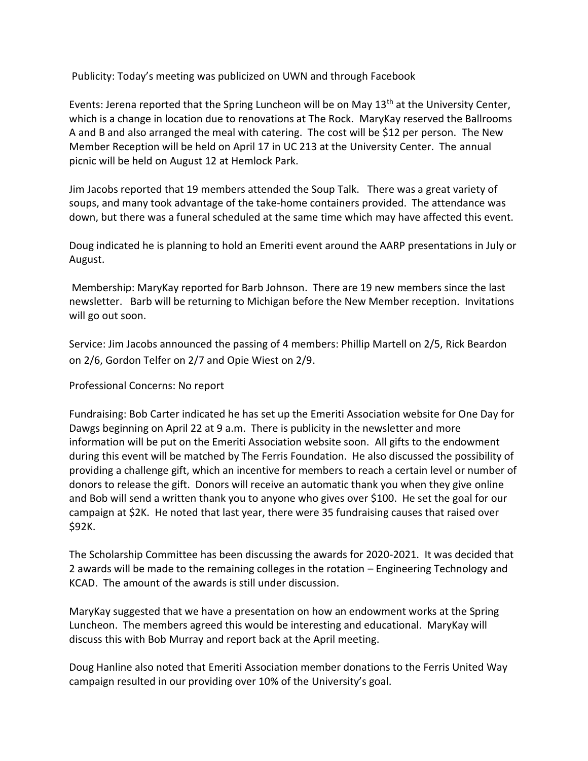Publicity: Today's meeting was publicized on UWN and through Facebook

Events: Jerena reported that the Spring Luncheon will be on May 13th at the University Center, which is a change in location due to renovations at The Rock. MaryKay reserved the Ballrooms A and B and also arranged the meal with catering. The cost will be $12 per person. The New Member Reception will be held on April 17 in UC 213 at the University Center. The annual picnic will be held on August 12 at Hemlock Park.

Jim Jacobs reported that 19 members attended the Soup Talk. There was a great variety of soups, and many took advantage of the take-home containers provided. The attendance was down, but there was a funeral scheduled at the same time which may have affected this event.

Doug indicated he is planning to hold an Emeriti event around the AARP presentations in July or August.

Membership: MaryKay reported for Barb Johnson. There are 19 new members since the last newsletter. Barb will be returning to Michigan before the New Member reception. Invitations will go out soon.

Service: Jim Jacobs announced the passing of 4 members: Phillip Martell on 2/5, Rick Beardon on 2/6, Gordon Telfer on 2/7 and Opie Wiest on 2/9.

Professional Concerns: No report

Fundraising: Bob Carter indicated he has set up the Emeriti Association website for One Day for Dawgs beginning on April 22 at 9 a.m. There is publicity in the newsletter and more information will be put on the Emeriti Association website soon. All gifts to the endowment during this event will be matched by The Ferris Foundation. He also discussed the possibility of providing a challenge gift, which an incentive for members to reach a certain level or number of donors to release the gift. Donors will receive an automatic thank you when they give online and Bob will send a written thank you to anyone who gives over $100. He set the goal for our campaign at $2K. He noted that last year, there were 35 fundraising causes that raised over $92K.

The Scholarship Committee has been discussing the awards for 2020-2021. It was decided that 2 awards will be made to the remaining colleges in the rotation – Engineering Technology and KCAD. The amount of the awards is still under discussion.

MaryKay suggested that we have a presentation on how an endowment works at the Spring Luncheon. The members agreed this would be interesting and educational. MaryKay will discuss this with Bob Murray and report back at the April meeting.

Doug Hanline also noted that Emeriti Association member donations to the Ferris United Way campaign resulted in our providing over 10% of the University's goal.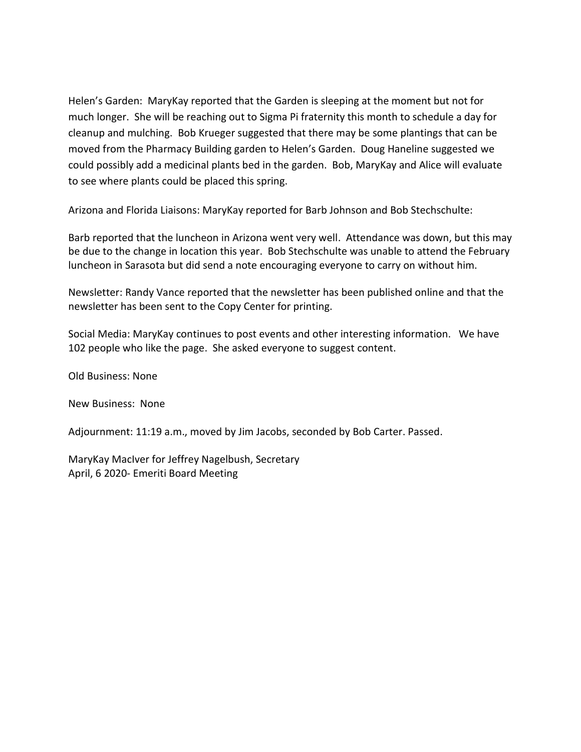Helen's Garden: MaryKay reported that the Garden is sleeping at the moment but not for much longer. She will be reaching out to Sigma Pi fraternity this month to schedule a day for cleanup and mulching. Bob Krueger suggested that there may be some plantings that can be moved from the Pharmacy Building garden to Helen's Garden. Doug Haneline suggested we could possibly add a medicinal plants bed in the garden. Bob, MaryKay and Alice will evaluate to see where plants could be placed this spring.

Arizona and Florida Liaisons: MaryKay reported for Barb Johnson and Bob Stechschulte:

Barb reported that the luncheon in Arizona went very well. Attendance was down, but this may be due to the change in location this year. Bob Stechschulte was unable to attend the February luncheon in Sarasota but did send a note encouraging everyone to carry on without him.

Newsletter: Randy Vance reported that the newsletter has been published online and that the newsletter has been sent to the Copy Center for printing.

Social Media: MaryKay continues to post events and other interesting information. We have 102 people who like the page. She asked everyone to suggest content.

Old Business: None

New Business: None

Adjournment: 11:19 a.m., moved by Jim Jacobs, seconded by Bob Carter. Passed.

MaryKay MacIver for Jeffrey Nagelbush, Secretary
April, 6 2020- Emeriti Board Meeting